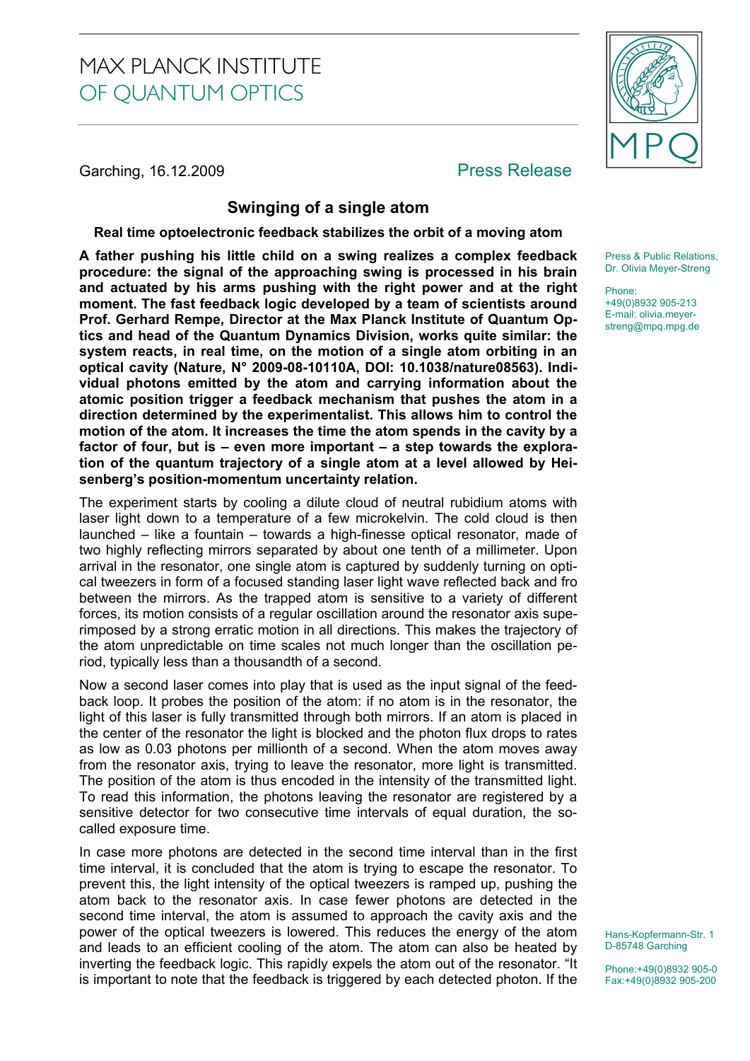MAX PLANCK INSTITUTE
OF QUANTUM OPTICS

Garching, 16.12.2009

Press Release

## Swinging of a single atom

**Real time optoelectronic feedback stabilizes the orbit of a moving atom**

**A father pushing his little child on a swing realizes a complex feedback procedure: the signal of the approaching swing is processed in his brain and actuated by his arms pushing with the right power and at the right moment. The fast feedback logic developed by a team of scientists around Prof. Gerhard Rempe, Director at the Max Planck Institute of Quantum Optics and head of the Quantum Dynamics Division, works quite similar: the system reacts, in real time, on the motion of a single atom orbiting in an optical cavity (Nature, N° 2009-08-10110A, DOI: 10.1038/nature08563). Individual photons emitted by the atom and carrying information about the atomic position trigger a feedback mechanism that pushes the atom in a direction determined by the experimentalist. This allows him to control the motion of the atom. It increases the time the atom spends in the cavity by a factor of four, but is – even more important – a step towards the exploration of the quantum trajectory of a single atom at a level allowed by Heisenberg's position-momentum uncertainty relation.**

Press & Public Relations,
Dr. Olivia Meyer-Streng

Phone:
+49(0)8932 905-213
E-mail: olivia.meyer-streng@mpq.mpg.de

The experiment starts by cooling a dilute cloud of neutral rubidium atoms with laser light down to a temperature of a few microkelvin. The cold cloud is then launched – like a fountain – towards a high-finesse optical resonator, made of two highly reflecting mirrors separated by about one tenth of a millimeter. Upon arrival in the resonator, one single atom is captured by suddenly turning on optical tweezers in form of a focused standing laser light wave reflected back and fro between the mirrors. As the trapped atom is sensitive to a variety of different forces, its motion consists of a regular oscillation around the resonator axis superimposed by a strong erratic motion in all directions. This makes the trajectory of the atom unpredictable on time scales not much longer than the oscillation period, typically less than a thousandth of a second.

Now a second laser comes into play that is used as the input signal of the feedback loop. It probes the position of the atom: if no atom is in the resonator, the light of this laser is fully transmitted through both mirrors. If an atom is placed in the center of the resonator the light is blocked and the photon flux drops to rates as low as 0.03 photons per millionth of a second. When the atom moves away from the resonator axis, trying to leave the resonator, more light is transmitted. The position of the atom is thus encoded in the intensity of the transmitted light. To read this information, the photons leaving the resonator are registered by a sensitive detector for two consecutive time intervals of equal duration, the so-called exposure time.

In case more photons are detected in the second time interval than in the first time interval, it is concluded that the atom is trying to escape the resonator. To prevent this, the light intensity of the optical tweezers is ramped up, pushing the atom back to the resonator axis. In case fewer photons are detected in the second time interval, the atom is assumed to approach the cavity axis and the power of the optical tweezers is lowered. This reduces the energy of the atom and leads to an efficient cooling of the atom. The atom can also be heated by inverting the feedback logic. This rapidly expels the atom out of the resonator. "It is important to note that the feedback is triggered by each detected photon. If the

Hans-Kopfermann-Str. 1
D-85748 Garching

Phone:+49(0)8932 905-0
Fax:+49(0)8932 905-200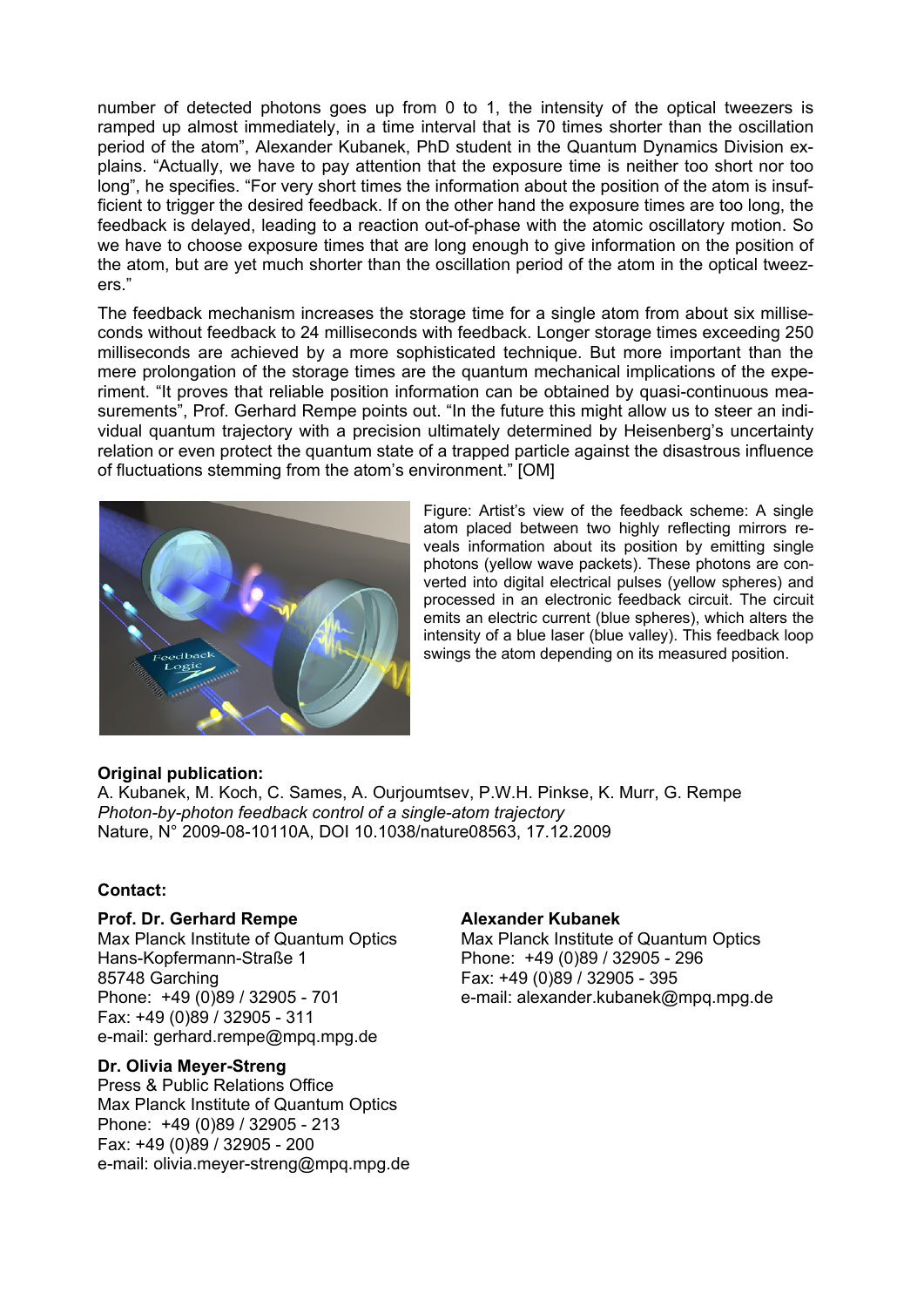number of detected photons goes up from 0 to 1, the intensity of the optical tweezers is ramped up almost immediately, in a time interval that is 70 times shorter than the oscillation period of the atom", Alexander Kubanek, PhD student in the Quantum Dynamics Division explains. "Actually, we have to pay attention that the exposure time is neither too short nor too long", he specifies. "For very short times the information about the position of the atom is insufficient to trigger the desired feedback. If on the other hand the exposure times are too long, the feedback is delayed, leading to a reaction out-of-phase with the atomic oscillatory motion. So we have to choose exposure times that are long enough to give information on the position of the atom, but are yet much shorter than the oscillation period of the atom in the optical tweezers."

The feedback mechanism increases the storage time for a single atom from about six milliseconds without feedback to 24 milliseconds with feedback. Longer storage times exceeding 250 milliseconds are achieved by a more sophisticated technique. But more important than the mere prolongation of the storage times are the quantum mechanical implications of the experiment. "It proves that reliable position information can be obtained by quasi-continuous measurements", Prof. Gerhard Rempe points out. "In the future this might allow us to steer an individual quantum trajectory with a precision ultimately determined by Heisenberg's uncertainty relation or even protect the quantum state of a trapped particle against the disastrous influence of fluctuations stemming from the atom's environment." [OM]

Figure: Artist's view of the feedback scheme: A single atom placed between two highly reflecting mirrors reveals information about its position by emitting single photons (yellow wave packets). These photons are converted into digital electrical pulses (yellow spheres) and processed in an electronic feedback circuit. The circuit emits an electric current (blue spheres), which alters the intensity of a blue laser (blue valley). This feedback loop swings the atom depending on its measured position.

**Original publication:**
A. Kubanek, M. Koch, C. Sames, A. Ourjoumtsev, P.W.H. Pinkse, K. Murr, G. Rempe
*Photon-by-photon feedback control of a single-atom trajectory*
Nature, N° 2009-08-10110A, DOI 10.1038/nature08563, 17.12.2009

**Contact:**

**Prof. Dr. Gerhard Rempe**
Max Planck Institute of Quantum Optics
Hans-Kopfermann-Straße 1
85748 Garching
Phone: +49 (0)89 / 32905 - 701
Fax: +49 (0)89 / 32905 - 311
e-mail: gerhard.rempe@mpq.mpg.de

**Dr. Olivia Meyer-Streng**
Press & Public Relations Office
Max Planck Institute of Quantum Optics
Phone: +49 (0)89 / 32905 - 213
Fax: +49 (0)89 / 32905 - 200
e-mail: olivia.meyer-streng@mpq.mpg.de

**Alexander Kubanek**
Max Planck Institute of Quantum Optics
Phone: +49 (0)89 / 32905 - 296
Fax: +49 (0)89 / 32905 - 395
e-mail: alexander.kubanek@mpq.mpg.de